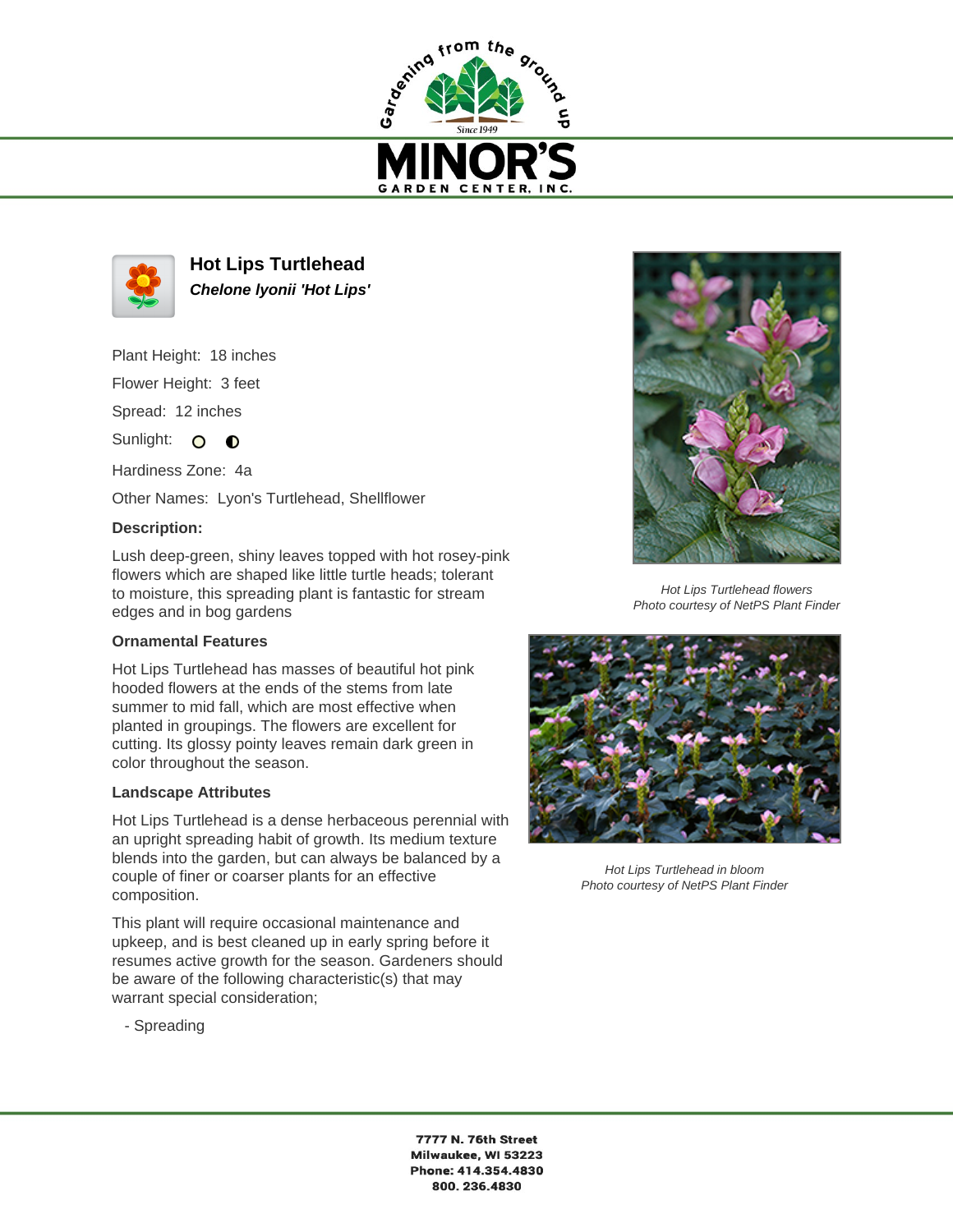# Hot Lips Turtlehead

***Chelone lyonii 'Hot Lips'***

Plant Height: 18 inches

Flower Height: 3 feet

Spread: 12 inches

Sunlight:

Hardiness Zone: 4a

Other Names: Lyon's Turtlehead, Shellflower

**Description:**

Lush deep-green, shiny leaves topped with hot rosey-pink flowers which are shaped like little turtle heads; tolerant to moisture, this spreading plant is fantastic for stream edges and in bog gardens

### Ornamental Features

Hot Lips Turtlehead has masses of beautiful hot pink hooded flowers at the ends of the stems from late summer to mid fall, which are most effective when planted in groupings. The flowers are excellent for cutting. Its glossy pointy leaves remain dark green in color throughout the season.

### Landscape Attributes

Hot Lips Turtlehead is a dense herbaceous perennial with an upright spreading habit of growth. Its medium texture blends into the garden, but can always be balanced by a couple of finer or coarser plants for an effective composition.

This plant will require occasional maintenance and upkeep, and is best cleaned up in early spring before it resumes active growth for the season. Gardeners should be aware of the following characteristic(s) that may warrant special consideration;

- Spreading

*Hot Lips Turtlehead flowers*
*Photo courtesy of NetPS Plant Finder*

*Hot Lips Turtlehead in bloom*
*Photo courtesy of NetPS Plant Finder*

**7777 N. 76th Street**
**Milwaukee, WI 53223**
**Phone: 414.354.4830**
**800. 236.4830**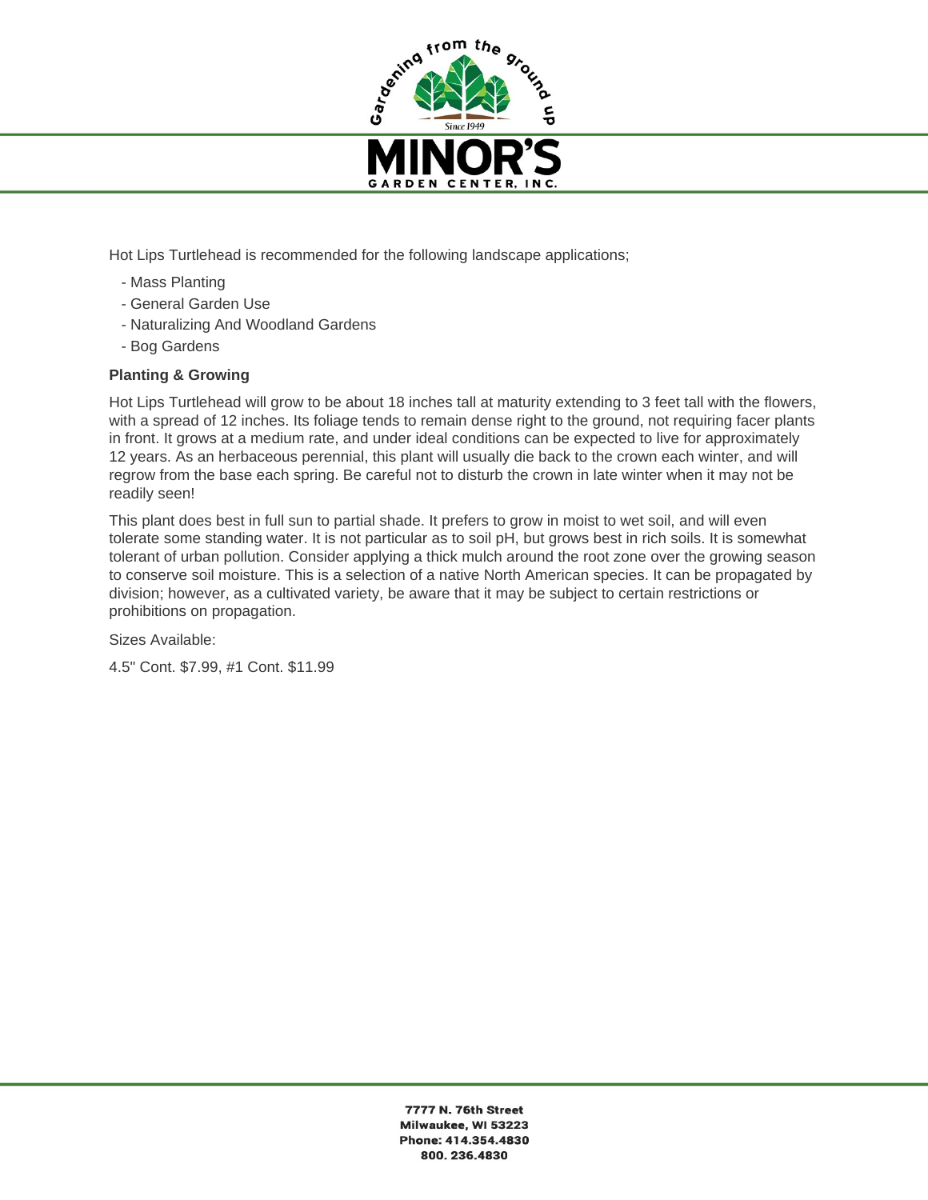Hot Lips Turtlehead is recommended for the following landscape applications;

- Mass Planting
- General Garden Use
- Naturalizing And Woodland Gardens
- Bog Gardens

**Planting & Growing**

Hot Lips Turtlehead will grow to be about 18 inches tall at maturity extending to 3 feet tall with the flowers, with a spread of 12 inches. Its foliage tends to remain dense right to the ground, not requiring facer plants in front. It grows at a medium rate, and under ideal conditions can be expected to live for approximately 12 years. As an herbaceous perennial, this plant will usually die back to the crown each winter, and will regrow from the base each spring. Be careful not to disturb the crown in late winter when it may not be readily seen!

This plant does best in full sun to partial shade. It prefers to grow in moist to wet soil, and will even tolerate some standing water. It is not particular as to soil pH, but grows best in rich soils. It is somewhat tolerant of urban pollution. Consider applying a thick mulch around the root zone over the growing season to conserve soil moisture. This is a selection of a native North American species. It can be propagated by division; however, as a cultivated variety, be aware that it may be subject to certain restrictions or prohibitions on propagation.

Sizes Available:

4.5" Cont. $7.99, #1 Cont. $11.99